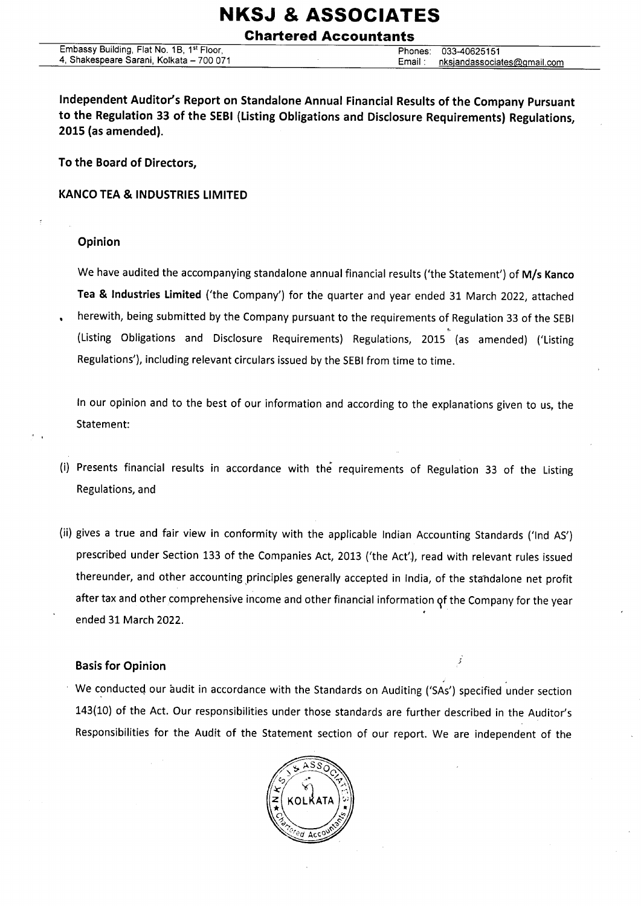# NKSJ & ASSOCIATES

## Chartered Accountants

Embassy Building, Flat No. 1B, 1st Floor,
4, Shakespeare Sarani, Kolkata – 700 071

Phones: 033-40625151
Email: nksjandassociates@gmail.com

**Independent Auditor's Report on Standalone Annual Financial Results of the Company Pursuant to the Regulation 33 of the SEBI (Listing Obligations and Disclosure Requirements) Regulations, 2015 (as amended).**

**To the Board of Directors,**

**KANCO TEA & INDUSTRIES LIMITED**

### Opinion

We have audited the accompanying standalone annual financial results ('the Statement') of **M/s Kanco Tea & Industries Limited** ('the Company') for the quarter and year ended 31 March 2022, attached herewith, being submitted by the Company pursuant to the requirements of Regulation 33 of the SEBI (Listing Obligations and Disclosure Requirements) Regulations, 2015 (as amended) ('Listing Regulations'), including relevant circulars issued by the SEBI from time to time.

In our opinion and to the best of our information and according to the explanations given to us, the Statement:

(i) Presents financial results in accordance with the requirements of Regulation 33 of the Listing Regulations, and

(ii) gives a true and fair view in conformity with the applicable Indian Accounting Standards ('Ind AS') prescribed under Section 133 of the Companies Act, 2013 ('the Act'), read with relevant rules issued thereunder, and other accounting principles generally accepted in India, of the standalone net profit after tax and other comprehensive income and other financial information of the Company for the year ended 31 March 2022.

### Basis for Opinion

We conducted our audit in accordance with the Standards on Auditing ('SAs') specified under section 143(10) of the Act. Our responsibilities under those standards are further described in the Auditor's Responsibilities for the Audit of the Statement section of our report. We are independent of the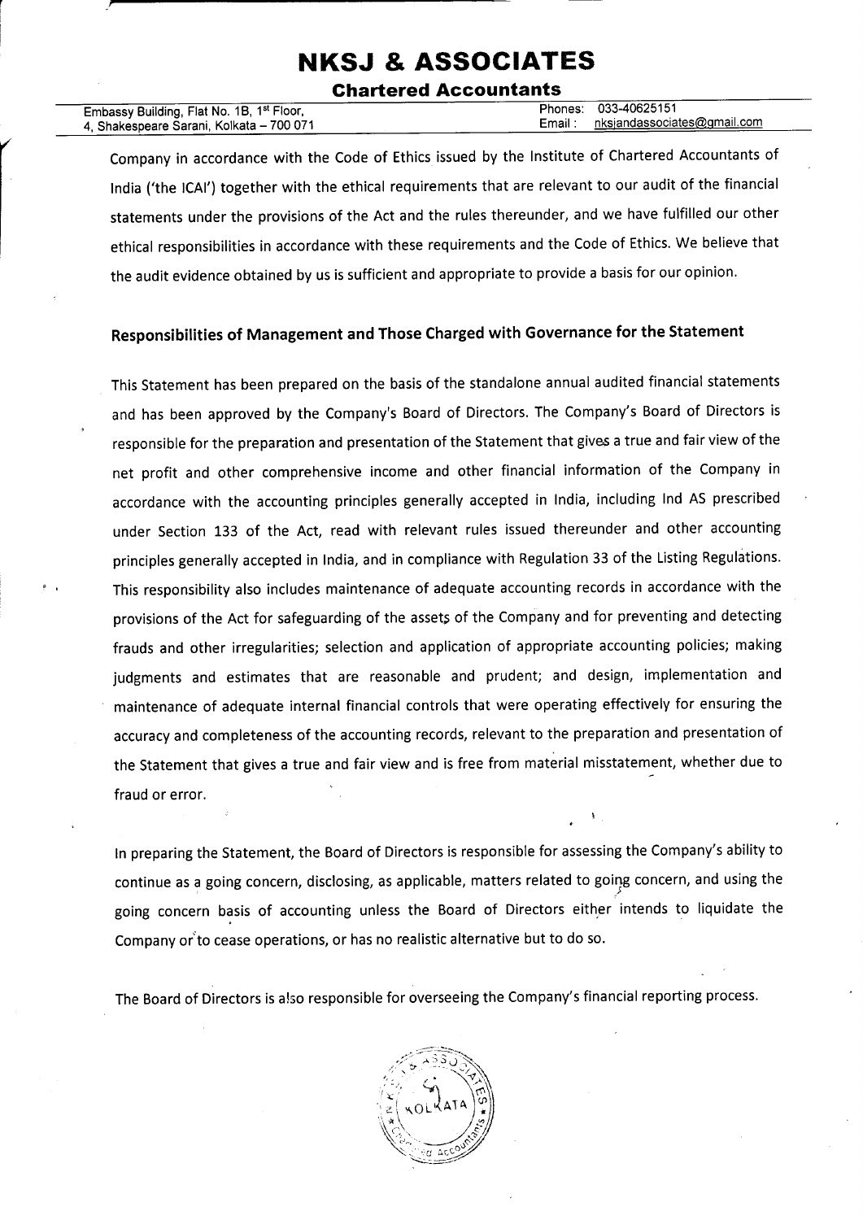Company in accordance with the Code of Ethics issued by the Institute of Chartered Accountants of India ('the ICAI') together with the ethical requirements that are relevant to our audit of the financial statements under the provisions of the Act and the rules thereunder, and we have fulfilled our other ethical responsibilities in accordance with these requirements and the Code of Ethics. We believe that the audit evidence obtained by us is sufficient and appropriate to provide a basis for our opinion.

## Responsibilities of Management and Those Charged with Governance for the Statement

This Statement has been prepared on the basis of the standalone annual audited financial statements and has been approved by the Company's Board of Directors. The Company's Board of Directors is responsible for the preparation and presentation of the Statement that gives a true and fair view of the net profit and other comprehensive income and other financial information of the Company in accordance with the accounting principles generally accepted in India, including Ind AS prescribed under Section 133 of the Act, read with relevant rules issued thereunder and other accounting principles generally accepted in India, and in compliance with Regulation 33 of the Listing Regulations. This responsibility also includes maintenance of adequate accounting records in accordance with the provisions of the Act for safeguarding of the assets of the Company and for preventing and detecting frauds and other irregularities; selection and application of appropriate accounting policies; making judgments and estimates that are reasonable and prudent; and design, implementation and maintenance of adequate internal financial controls that were operating effectively for ensuring the accuracy and completeness of the accounting records, relevant to the preparation and presentation of the Statement that gives a true and fair view and is free from material misstatement, whether due to fraud or error.

In preparing the Statement, the Board of Directors is responsible for assessing the Company's ability to continue as a going concern, disclosing, as applicable, matters related to going concern, and using the going concern basis of accounting unless the Board of Directors either intends to liquidate the Company or to cease operations, or has no realistic alternative but to do so.

The Board of Directors is also responsible for overseeing the Company's financial reporting process.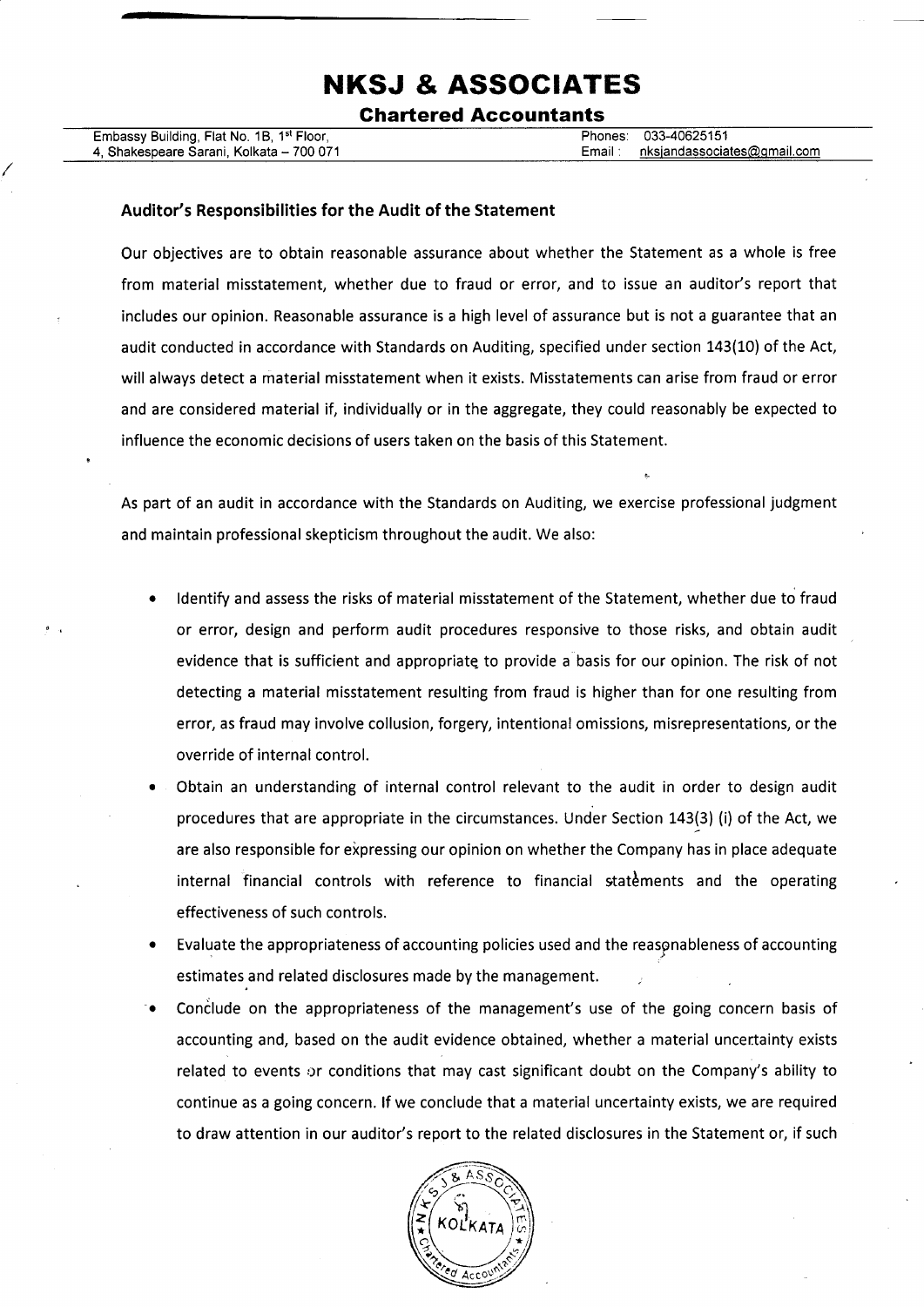## Auditor's Responsibilities for the Audit of the Statement

Our objectives are to obtain reasonable assurance about whether the Statement as a whole is free from material misstatement, whether due to fraud or error, and to issue an auditor's report that includes our opinion. Reasonable assurance is a high level of assurance but is not a guarantee that an audit conducted in accordance with Standards on Auditing, specified under section 143(10) of the Act, will always detect a material misstatement when it exists. Misstatements can arise from fraud or error and are considered material if, individually or in the aggregate, they could reasonably be expected to influence the economic decisions of users taken on the basis of this Statement.

As part of an audit in accordance with the Standards on Auditing, we exercise professional judgment and maintain professional skepticism throughout the audit. We also:

- Identify and assess the risks of material misstatement of the Statement, whether due to fraud or error, design and perform audit procedures responsive to those risks, and obtain audit evidence that is sufficient and appropriate to provide a basis for our opinion. The risk of not detecting a material misstatement resulting from fraud is higher than for one resulting from error, as fraud may involve collusion, forgery, intentional omissions, misrepresentations, or the override of internal control.
- Obtain an understanding of internal control relevant to the audit in order to design audit procedures that are appropriate in the circumstances. Under Section 143(3) (i) of the Act, we are also responsible for expressing our opinion on whether the Company has in place adequate internal financial controls with reference to financial statements and the operating effectiveness of such controls.
- Evaluate the appropriateness of accounting policies used and the reasonableness of accounting estimates and related disclosures made by the management.
- Conclude on the appropriateness of the management's use of the going concern basis of accounting and, based on the audit evidence obtained, whether a material uncertainty exists related to events or conditions that may cast significant doubt on the Company's ability to continue as a going concern. If we conclude that a material uncertainty exists, we are required to draw attention in our auditor's report to the related disclosures in the Statement or, if such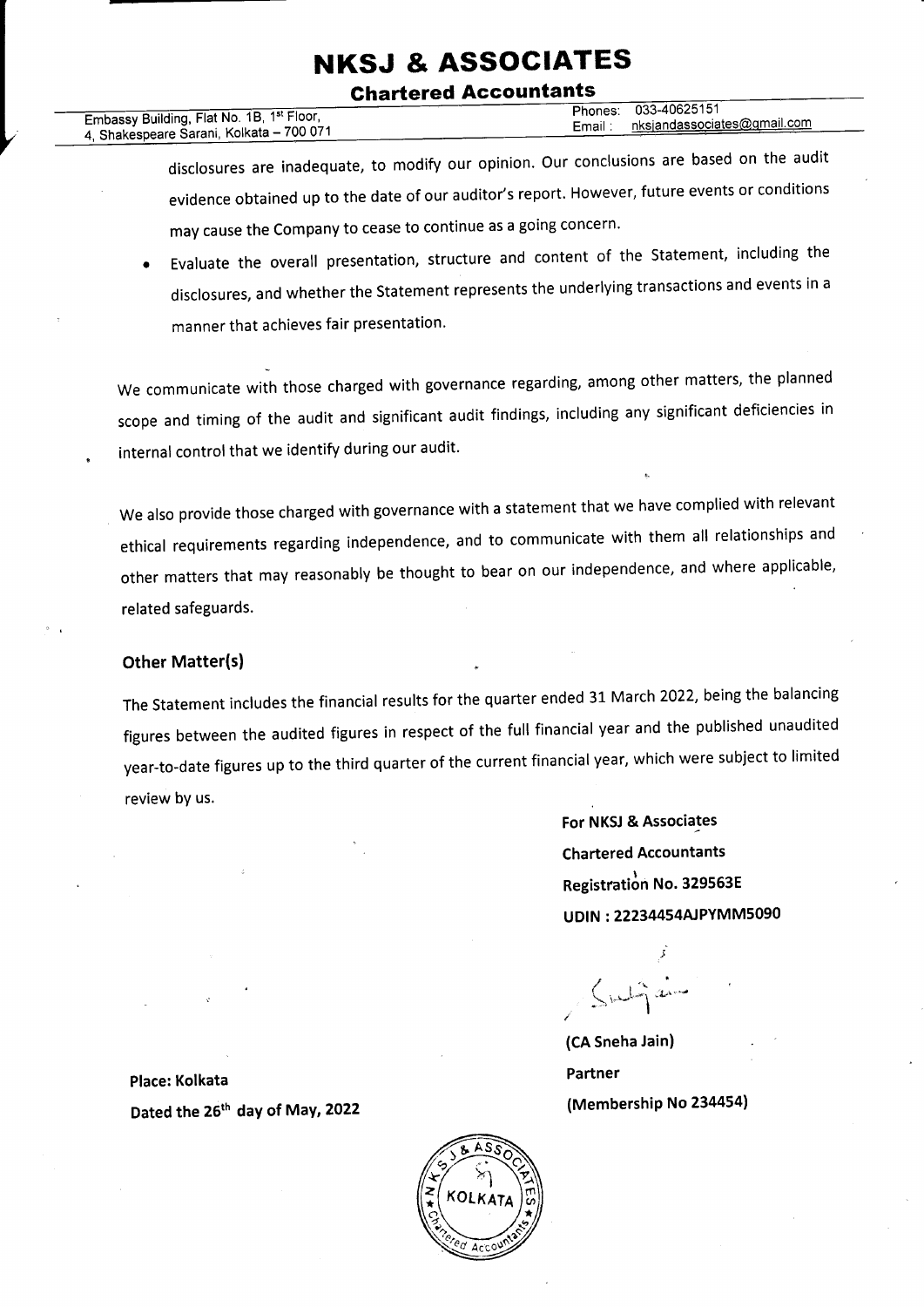disclosures are inadequate, to modify our opinion. Our conclusions are based on the audit evidence obtained up to the date of our auditor's report. However, future events or conditions may cause the Company to cease to continue as a going concern.

- Evaluate the overall presentation, structure and content of the Statement, including the disclosures, and whether the Statement represents the underlying transactions and events in a manner that achieves fair presentation.

We communicate with those charged with governance regarding, among other matters, the planned scope and timing of the audit and significant audit findings, including any significant deficiencies in internal control that we identify during our audit.

We also provide those charged with governance with a statement that we have complied with relevant ethical requirements regarding independence, and to communicate with them all relationships and other matters that may reasonably be thought to bear on our independence, and where applicable, related safeguards.

### Other Matter(s)

The Statement includes the financial results for the quarter ended 31 March 2022, being the balancing figures between the audited figures in respect of the full financial year and the published unaudited year-to-date figures up to the third quarter of the current financial year, which were subject to limited review by us.

**For NKSJ & Associates**
**Chartered Accountants**
**Registration No. 329563E**
**UDIN : 22234454AJPYMM5090**

**(CA Sneha Jain)**
**Partner**
**(Membership No 234454)**

**Place: Kolkata**
**Dated the 26th day of May, 2022**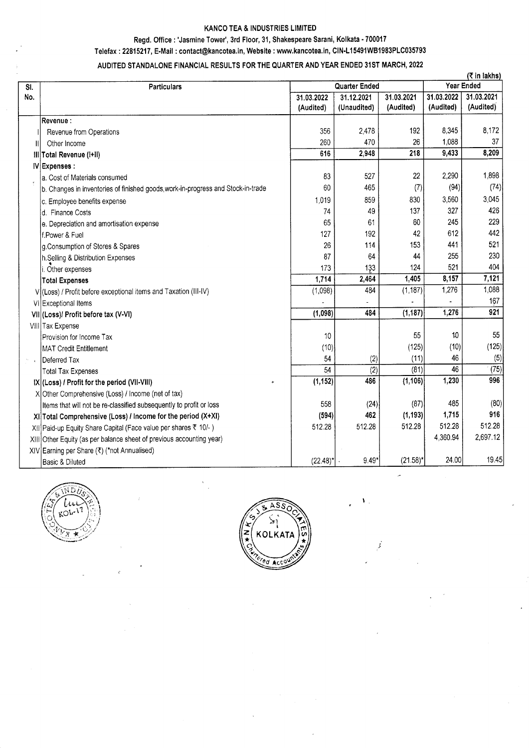# KANCO TEA & INDUSTRIES LIMITED

Regd. Office : 'Jasmine Tower', 3rd Floor, 31, Shakespeare Sarani, Kolkata - 700017

Telefax : 22815217, E-Mail : contact@kancotea.in, Website : www.kancotea.in, CIN-L15491WB1983PLC035793

## AUDITED STANDALONE FINANCIAL RESULTS FOR THE QUARTER AND YEAR ENDED 31ST MARCH, 2022

(₹ in lakhs)

| Sl. No. | Particulars | Quarter Ended | | | Year Ended | |
|---|---|---|---|---|---|---|
| | | 31.03.2022 (Audited) | 31.12.2021 (Unaudited) | 31.03.2021 (Audited) | 31.03.2022 (Audited) | 31.03.2021 (Audited) |
| | **Revenue :** | | | | | |
| I | Revenue from Operations | 356 | 2,478 | 192 | 8,345 | 8,172 |
| II | Other Income | 260 | 470 | 26 | 1,088 | 37 |
| III | **Total Revenue (I+II)** | **616** | **2,948** | **218** | **9,433** | **8,209** |
| IV | **Expenses :** | | | | | |
| | a. Cost of Materials consumed | 83 | 527 | 22 | 2,290 | 1,898 |
| | b. Changes in inventories of finished goods,work-in-progress and Stock-in-trade | 60 | 465 | (7) | (94) | (74) |
| | c. Employee benefits expense | 1,019 | 859 | 830 | 3,560 | 3,045 |
| | d. Finance Costs | 74 | 49 | 137 | 327 | 426 |
| | e. Depreciation and amortisation expense | 65 | 61 | 60 | 245 | 229 |
| | f.Power & Fuel | 127 | 192 | 42 | 612 | 442 |
| | g.Consumption of Stores & Spares | 26 | 114 | 153 | 441 | 521 |
| | h.Selling & Distribution Expenses | 87 | 64 | 44 | 255 | 230 |
| | i. Other expenses | 173 | 133 | 124 | 521 | 404 |
| | **Total Expenses** | **1,714** | **2,464** | **1,405** | **8,157** | **7,121** |
| V | (Loss) / Profit before exceptional items and Taxation (III-IV) | (1,098) | 484 | (1,187) | 1,276 | 1,088 |
| VI | Exceptional Items | - | - | - | - | 167 |
| VII | **(Loss)/ Profit before tax (V-VI)** | **(1,098)** | **484** | **(1,187)** | **1,276** | **921** |
| VIII | Tax Expense | | | | | |
| | Provision for Income Tax | 10 | | 55 | 10 | 55 |
| | MAT Credit Entitlement | (10) | | (125) | (10) | (125) |
| | Deferred Tax | 54 | (2) | (11) | 46 | (5) |
| | Total Tax Expenses | 54 | (2) | (81) | 46 | (75) |
| IX | **(Loss) / Profit for the period (VII-VIII)** | **(1,152)** | **486** | **(1,106)** | **1,230** | **996** |
| X | Other Comprehensive (Loss) / Income (net of tax) | | | | | |
| | Items that will not be re-classified subsequently to profit or loss | 558 | (24) | (87) | 485 | (80) |
| XI | **Total Comprehensive (Loss) / Income for the period (X+XI)** | **(594)** | **462** | **(1,193)** | **1,715** | **916** |
| XII | Paid-up Equity Share Capital (Face value per shares ₹ 10/- ) | 512.28 | 512.28 | 512.28 | 512.28 | 512.28 |
| XIII | Other Equity (as per balance sheet of previous accounting year) | | | | 4,360.94 | 2,697.12 |
| XIV | Earning per Share (₹) (*not Annualised) | | | | | |
| | Basic & Diluted | (22.48)* | 9.49* | (21.58)* | 24.00 | 19.45 |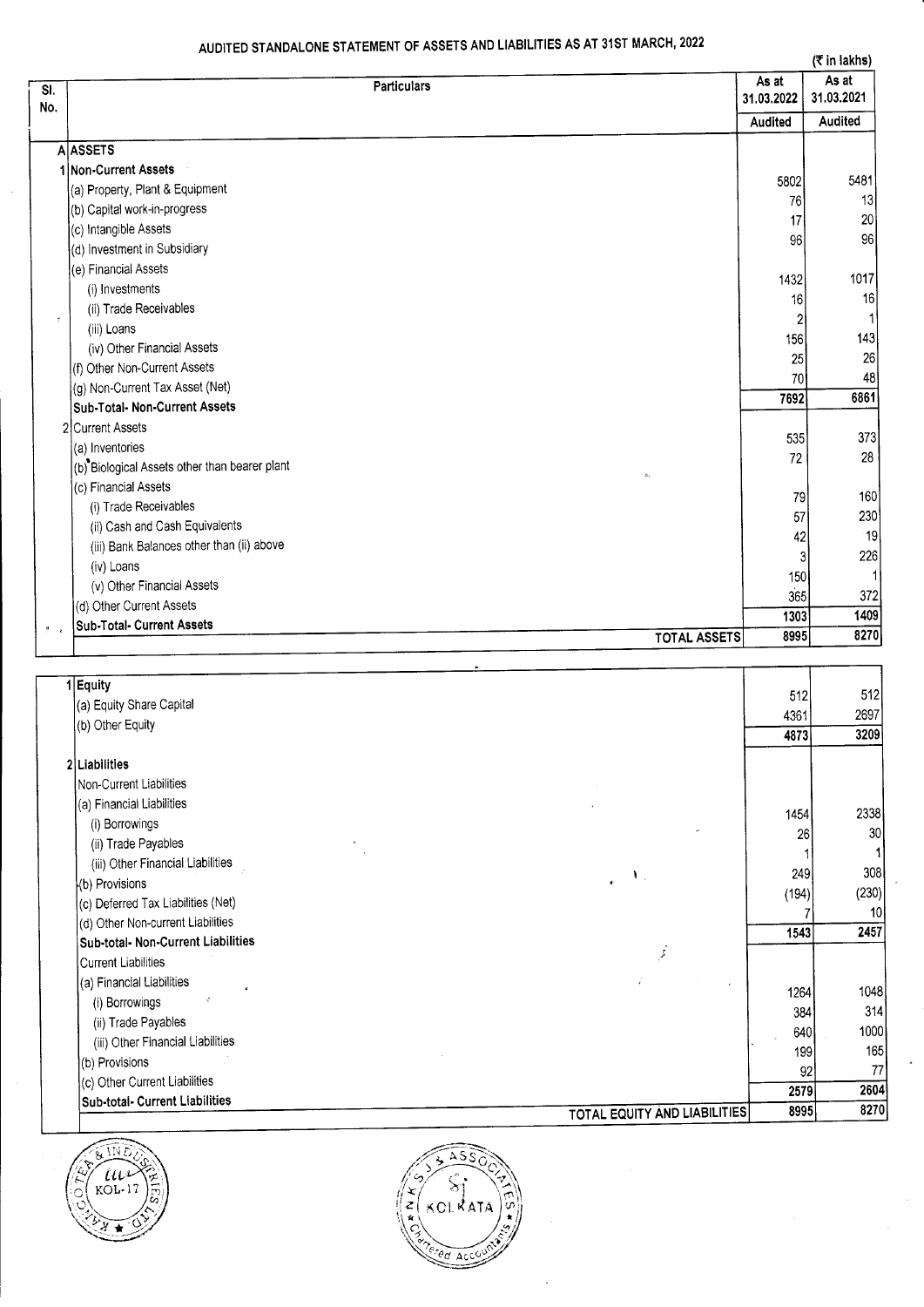## AUDITED STANDALONE STATEMENT OF ASSETS AND LIABILITIES AS AT 31ST MARCH, 2022

(₹ in lakhs)

| Sl. No. | Particulars | As at 31.03.2022 | As at 31.03.2021 |
|---|---|---|---|
| | | Audited | Audited |
| A | **ASSETS** | | |
| 1 | **Non-Current Assets** | | |
| | (a) Property, Plant & Equipment | 5802 | 5481 |
| | (b) Capital work-in-progress | 76 | 13 |
| | (c) Intangible Assets | 17 | 20 |
| | (d) Investment in Subsidiary | 96 | 96 |
| | (e) Financial Assets | | |
| | (i) Investments | 1432 | 1017 |
| | (ii) Trade Receivables | 16 | 16 |
| | (iii) Loans | 2 | 1 |
| | (iv) Other Financial Assets | 156 | 143 |
| | (f) Other Non-Current Assets | 25 | 26 |
| | (g) Non-Current Tax Asset (Net) | 70 | 48 |
| | **Sub-Total- Non-Current Assets** | 7692 | 6861 |
| 2 | Current Assets | | |
| | (a) Inventories | 535 | 373 |
| | (b) Biological Assets other than bearer plant | 72 | 28 |
| | (c) Financial Assets | | |
| | (i) Trade Receivables | 79 | 160 |
| | (ii) Cash and Cash Equivalents | 57 | 230 |
| | (iii) Bank Balances other than (ii) above | 42 | 19 |
| | (iv) Loans | 3 | 226 |
| | (v) Other Financial Assets | 150 | 1 |
| | (d) Other Current Assets | 365 | 372 |
| | **Sub-Total- Current Assets** | 1303 | 1409 |
| | **TOTAL ASSETS** | 8995 | 8270 |
| 1 | **Equity** | | |
| | (a) Equity Share Capital | 512 | 512 |
| | (b) Other Equity | 4361 | 2697 |
| | | 4873 | 3209 |
| 2 | **Liabilities** | | |
| | Non-Current Liabilities | | |
| | (a) Financial Liabilities | | |
| | (i) Borrowings | 1454 | 2338 |
| | (ii) Trade Payables | 26 | 30 |
| | (iii) Other Financial Liabilities | 1 | 1 |
| | (b) Provisions | 249 | 308 |
| | (c) Deferred Tax Liabilities (Net) | (194) | (230) |
| | (d) Other Non-current Liabilities | 7 | 10 |
| | **Sub-total- Non-Current Liabilities** | 1543 | 2457 |
| | Current Liabilities | | |
| | (a) Financial Liabilities | | |
| | (i) Borrowings | 1264 | 1048 |
| | (ii) Trade Payables | 384 | 314 |
| | (iii) Other Financial Liabilities | 640 | 1000 |
| | (b) Provisions | 199 | 165 |
| | (c) Other Current Liabilities | 92 | 77 |
| | **Sub-total- Current Liabilities** | 2579 | 2604 |
| | **TOTAL EQUITY AND LIABILITIES** | 8995 | 8270 |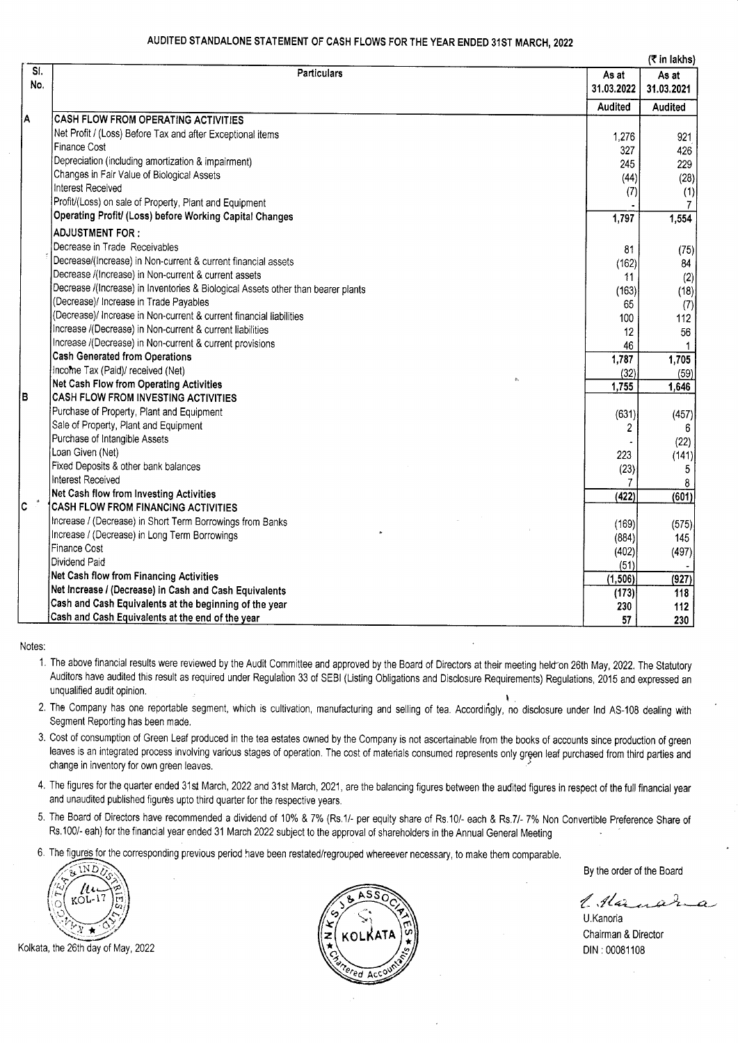## AUDITED STANDALONE STATEMENT OF CASH FLOWS FOR THE YEAR ENDED 31ST MARCH, 2022

(₹ in lakhs)

| Sl. No. | Particulars | As at 31.03.2022 | As at 31.03.2021 |
|---|---|---|---|
| | | Audited | Audited |
| A | **CASH FLOW FROM OPERATING ACTIVITIES** | | |
| | Net Profit / (Loss) Before Tax and after Exceptional items | 1,276 | 921 |
| | Finance Cost | 327 | 426 |
| | Depreciation (including amortization & impairment) | 245 | 229 |
| | Changes in Fair Value of Biological Assets | (44) | (28) |
| | Interest Received | (7) | (1) |
| | Profit/(Loss) on sale of Property, Plant and Equipment | - | 7 |
| | **Operating Profit/ (Loss) before Working Capital Changes** | **1,797** | **1,554** |
| | **ADJUSTMENT FOR :** | | |
| | Decrease in Trade Receivables | 81 | (75) |
| | Decrease/(Increase) in Non-current & current financial assets | (162) | 84 |
| | Decrease /(Increase) in Non-current & current assets | 11 | (2) |
| | Decrease /(Increase) in Inventories & Biological Assets other than bearer plants | (163) | (18) |
| | (Decrease)/ Increase in Trade Payables | 65 | (7) |
| | (Decrease)/ Increase in Non-current & current financial liabilities | 100 | 112 |
| | Increase /(Decrease) in Non-current & current liabilities | 12 | 56 |
| | Increase /(Decrease) in Non-current & current provisions | 46 | 1 |
| | **Cash Generated from Operations** | **1,787** | **1,705** |
| | Income Tax (Paid)/ received (Net) | (32) | (59) |
| | **Net Cash Flow from Operating Activities** | **1,755** | **1,646** |
| B | **CASH FLOW FROM INVESTING ACTIVITIES** | | |
| | Purchase of Property, Plant and Equipment | (631) | (457) |
| | Sale of Property, Plant and Equipment | 2 | 6 |
| | Purchase of Intangible Assets | - | (22) |
| | Loan Given (Net) | 223 | (141) |
| | Fixed Deposits & other bank balances | (23) | 5 |
| | Interest Received | 7 | 8 |
| | **Net Cash flow from Investing Activities** | **(422)** | **(601)** |
| C | **CASH FLOW FROM FINANCING ACTIVITIES** | | |
| | Increase / (Decrease) in Short Term Borrowings from Banks | (169) | (575) |
| | Increase / (Decrease) in Long Term Borrowings | (884) | 145 |
| | Finance Cost | (402) | (497) |
| | Dividend Paid | (51) | - |
| | **Net Cash flow from Financing Activities** | **(1,506)** | **(927)** |
| | **Net Increase / (Decrease) in Cash and Cash Equivalents** | **(173)** | **118** |
| | **Cash and Cash Equivalents at the beginning of the year** | **230** | **112** |
| | **Cash and Cash Equivalents at the end of the year** | **57** | **230** |

Notes:

1. The above financial results were reviewed by the Audit Committee and approved by the Board of Directors at their meeting held on 26th May, 2022. The Statutory Auditors have audited this result as required under Regulation 33 of SEBI (Listing Obligations and Disclosure Requirements) Regulations, 2015 and expressed an unqualified audit opinion.
2. The Company has one reportable segment, which is cultivation, manufacturing and selling of tea. Accordingly, no disclosure under Ind AS-108 dealing with Segment Reporting has been made.
3. Cost of consumption of Green Leaf produced in the tea estates owned by the Company is not ascertainable from the books of accounts since production of green leaves is an integrated process involving various stages of operation. The cost of materials consumed represents only green leaf purchased from third parties and change in inventory for own green leaves.
4. The figures for the quarter ended 31st March, 2022 and 31st March, 2021, are the balancing figures between the audited figures in respect of the full financial year and unaudited published figures upto third quarter for the respective years.
5. The Board of Directors have recommended a dividend of 10% & 7% (Rs.1/- per equity share of Rs.10/- each & Rs.7/- 7% Non Convertible Preference Share of Rs.100/- eah) for the financial year ended 31 March 2022 subject to the approval of shareholders in the Annual General Meeting
6. The figures for the corresponding previous period have been restated/regrouped whereever necessary, to make them comparable.

By the order of the Board

U.Kanoria
Chairman & Director
DIN : 00081108

Kolkata, the 26th day of May, 2022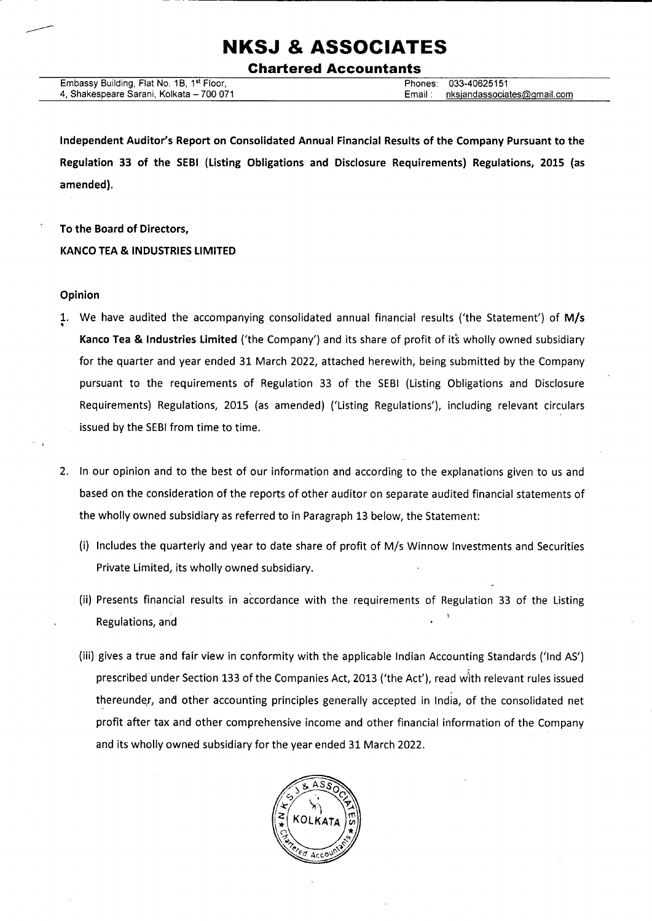# NKSJ & ASSOCIATES

**Chartered Accountants**

Embassy Building, Flat No. 1B, 1st Floor,
4, Shakespeare Sarani, Kolkata – 700 071

Phones: 033-40625151
Email: nksjandassociates@gmail.com

**Independent Auditor's Report on Consolidated Annual Financial Results of the Company Pursuant to the Regulation 33 of the SEBI (Listing Obligations and Disclosure Requirements) Regulations, 2015 (as amended).**

**To the Board of Directors,**
**KANCO TEA & INDUSTRIES LIMITED**

**Opinion**

1. We have audited the accompanying consolidated annual financial results ('the Statement') of **M/s Kanco Tea & Industries Limited** ('the Company') and its share of profit of its wholly owned subsidiary for the quarter and year ended 31 March 2022, attached herewith, being submitted by the Company pursuant to the requirements of Regulation 33 of the SEBI (Listing Obligations and Disclosure Requirements) Regulations, 2015 (as amended) ('Listing Regulations'), including relevant circulars issued by the SEBI from time to time.

2. In our opinion and to the best of our information and according to the explanations given to us and based on the consideration of the reports of other auditor on separate audited financial statements of the wholly owned subsidiary as referred to in Paragraph 13 below, the Statement:

   (i) Includes the quarterly and year to date share of profit of M/s Winnow Investments and Securities Private Limited, its wholly owned subsidiary.

   (ii) Presents financial results in accordance with the requirements of Regulation 33 of the Listing Regulations, and

   (iii) gives a true and fair view in conformity with the applicable Indian Accounting Standards ('Ind AS') prescribed under Section 133 of the Companies Act, 2013 ('the Act'), read with relevant rules issued thereunder, and other accounting principles generally accepted in India, of the consolidated net profit after tax and other comprehensive income and other financial information of the Company and its wholly owned subsidiary for the year ended 31 March 2022.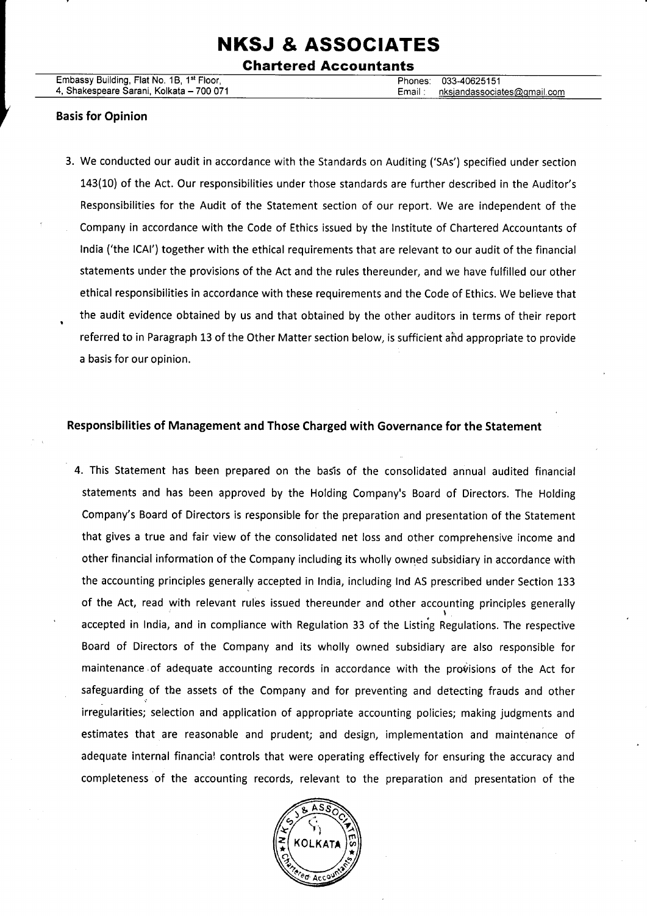## Basis for Opinion

3. We conducted our audit in accordance with the Standards on Auditing ('SAs') specified under section 143(10) of the Act. Our responsibilities under those standards are further described in the Auditor's Responsibilities for the Audit of the Statement section of our report. We are independent of the Company in accordance with the Code of Ethics issued by the Institute of Chartered Accountants of India ('the ICAI') together with the ethical requirements that are relevant to our audit of the financial statements under the provisions of the Act and the rules thereunder, and we have fulfilled our other ethical responsibilities in accordance with these requirements and the Code of Ethics. We believe that the audit evidence obtained by us and that obtained by the other auditors in terms of their report referred to in Paragraph 13 of the Other Matter section below, is sufficient and appropriate to provide a basis for our opinion.

## Responsibilities of Management and Those Charged with Governance for the Statement

4. This Statement has been prepared on the basis of the consolidated annual audited financial statements and has been approved by the Holding Company's Board of Directors. The Holding Company's Board of Directors is responsible for the preparation and presentation of the Statement that gives a true and fair view of the consolidated net loss and other comprehensive income and other financial information of the Company including its wholly owned subsidiary in accordance with the accounting principles generally accepted in India, including Ind AS prescribed under Section 133 of the Act, read with relevant rules issued thereunder and other accounting principles generally accepted in India, and in compliance with Regulation 33 of the Listing Regulations. The respective Board of Directors of the Company and its wholly owned subsidiary are also responsible for maintenance of adequate accounting records in accordance with the provisions of the Act for safeguarding of the assets of the Company and for preventing and detecting frauds and other irregularities; selection and application of appropriate accounting policies; making judgments and estimates that are reasonable and prudent; and design, implementation and maintenance of adequate internal financial controls that were operating effectively for ensuring the accuracy and completeness of the accounting records, relevant to the preparation and presentation of the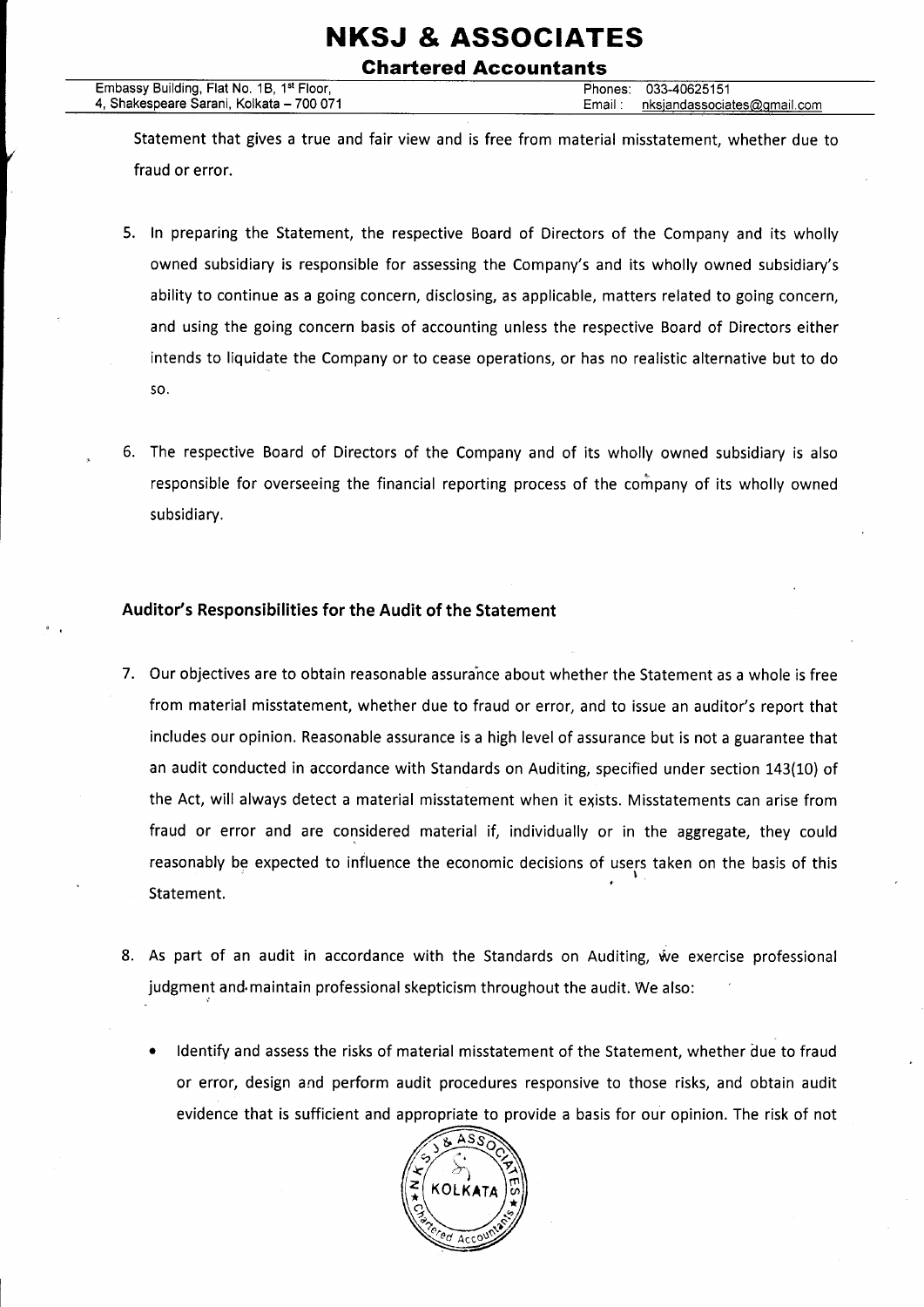Statement that gives a true and fair view and is free from material misstatement, whether due to fraud or error.

5. In preparing the Statement, the respective Board of Directors of the Company and its wholly owned subsidiary is responsible for assessing the Company's and its wholly owned subsidiary's ability to continue as a going concern, disclosing, as applicable, matters related to going concern, and using the going concern basis of accounting unless the respective Board of Directors either intends to liquidate the Company or to cease operations, or has no realistic alternative but to do so.

6. The respective Board of Directors of the Company and of its wholly owned subsidiary is also responsible for overseeing the financial reporting process of the company of its wholly owned subsidiary.

### Auditor's Responsibilities for the Audit of the Statement

7. Our objectives are to obtain reasonable assurance about whether the Statement as a whole is free from material misstatement, whether due to fraud or error, and to issue an auditor's report that includes our opinion. Reasonable assurance is a high level of assurance but is not a guarantee that an audit conducted in accordance with Standards on Auditing, specified under section 143(10) of the Act, will always detect a material misstatement when it exists. Misstatements can arise from fraud or error and are considered material if, individually or in the aggregate, they could reasonably be expected to influence the economic decisions of users taken on the basis of this Statement.

8. As part of an audit in accordance with the Standards on Auditing, we exercise professional judgment and maintain professional skepticism throughout the audit. We also:

   - Identify and assess the risks of material misstatement of the Statement, whether due to fraud or error, design and perform audit procedures responsive to those risks, and obtain audit evidence that is sufficient and appropriate to provide a basis for our opinion. The risk of not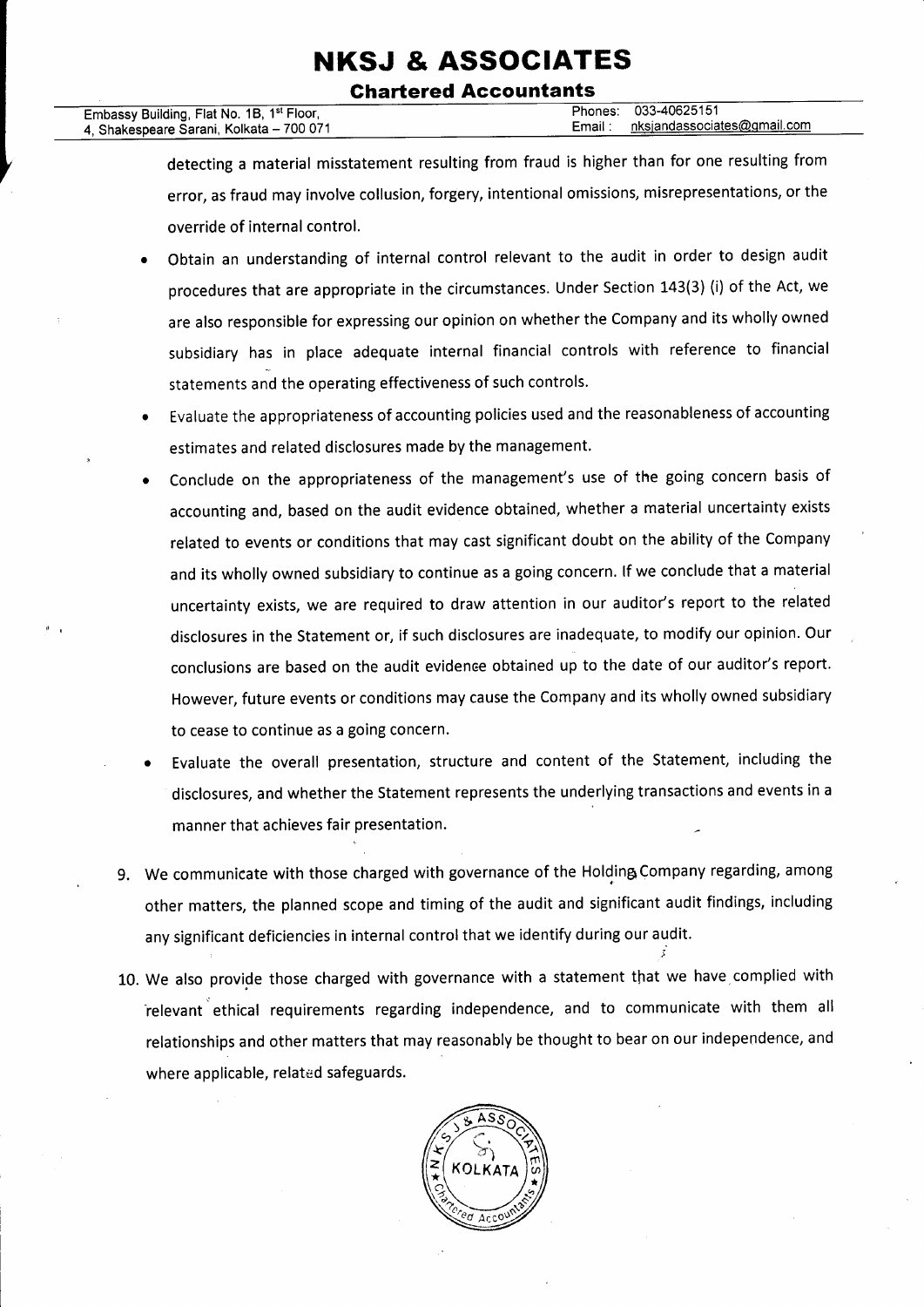detecting a material misstatement resulting from fraud is higher than for one resulting from error, as fraud may involve collusion, forgery, intentional omissions, misrepresentations, or the override of internal control.

- Obtain an understanding of internal control relevant to the audit in order to design audit procedures that are appropriate in the circumstances. Under Section 143(3) (i) of the Act, we are also responsible for expressing our opinion on whether the Company and its wholly owned subsidiary has in place adequate internal financial controls with reference to financial statements and the operating effectiveness of such controls.
- Evaluate the appropriateness of accounting policies used and the reasonableness of accounting estimates and related disclosures made by the management.
- Conclude on the appropriateness of the management's use of the going concern basis of accounting and, based on the audit evidence obtained, whether a material uncertainty exists related to events or conditions that may cast significant doubt on the ability of the Company and its wholly owned subsidiary to continue as a going concern. If we conclude that a material uncertainty exists, we are required to draw attention in our auditor's report to the related disclosures in the Statement or, if such disclosures are inadequate, to modify our opinion. Our conclusions are based on the audit evidence obtained up to the date of our auditor's report. However, future events or conditions may cause the Company and its wholly owned subsidiary to cease to continue as a going concern.
- Evaluate the overall presentation, structure and content of the Statement, including the disclosures, and whether the Statement represents the underlying transactions and events in a manner that achieves fair presentation.

9. We communicate with those charged with governance of the Holding Company regarding, among other matters, the planned scope and timing of the audit and significant audit findings, including any significant deficiencies in internal control that we identify during our audit.

10. We also provide those charged with governance with a statement that we have complied with relevant ethical requirements regarding independence, and to communicate with them all relationships and other matters that may reasonably be thought to bear on our independence, and where applicable, related safeguards.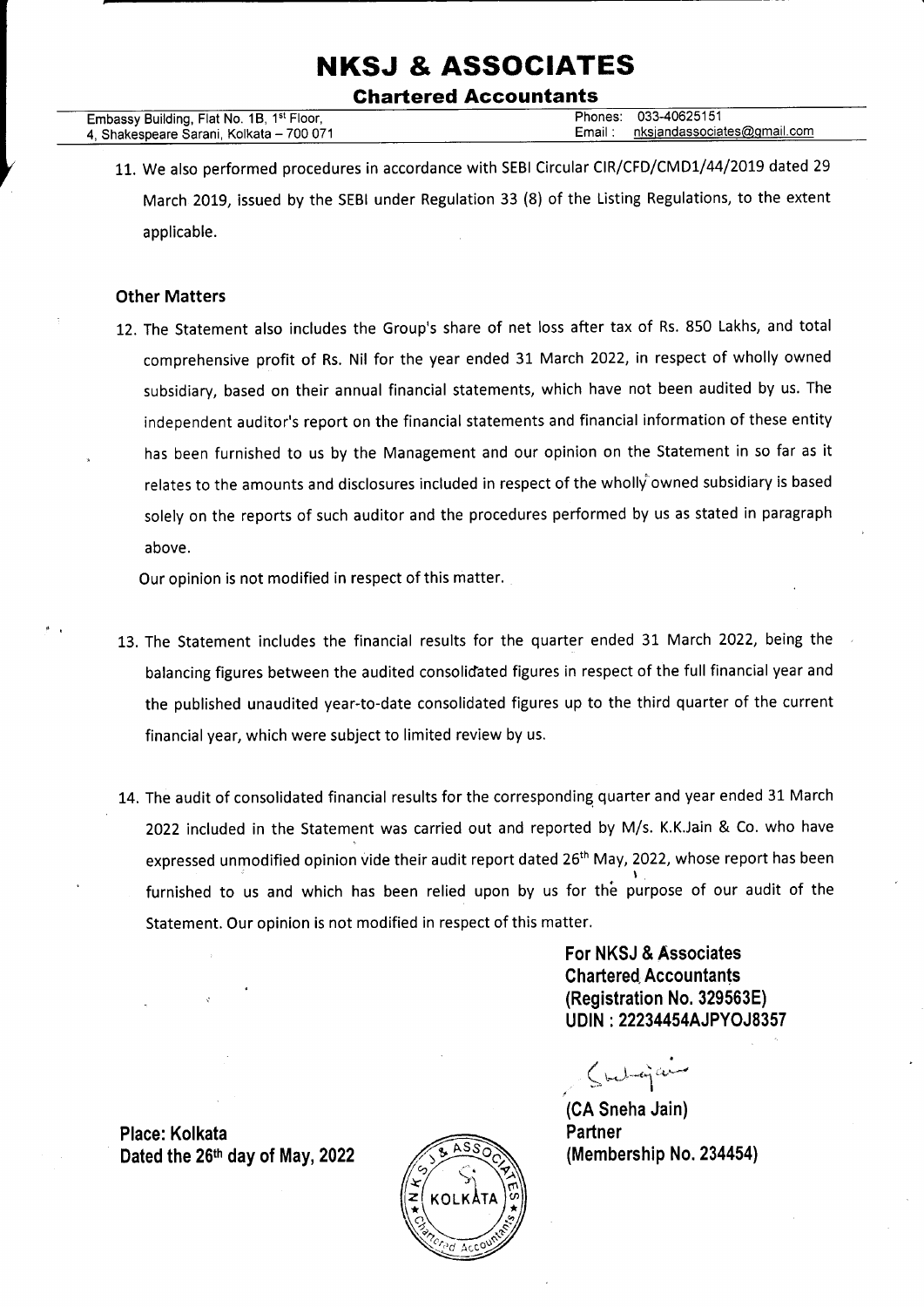# NKSJ & ASSOCIATES

**Chartered Accountants**

Embassy Building, Flat No. 1B, 1st Floor, 4, Shakespeare Sarani, Kolkata – 700 071

Phones: 033-40625151
Email: nksjandassociates@gmail.com

11. We also performed procedures in accordance with SEBI Circular CIR/CFD/CMD1/44/2019 dated 29 March 2019, issued by the SEBI under Regulation 33 (8) of the Listing Regulations, to the extent applicable.

### Other Matters

12. The Statement also includes the Group's share of net loss after tax of Rs. 850 Lakhs, and total comprehensive profit of Rs. Nil for the year ended 31 March 2022, in respect of wholly owned subsidiary, based on their annual financial statements, which have not been audited by us. The independent auditor's report on the financial statements and financial information of these entity has been furnished to us by the Management and our opinion on the Statement in so far as it relates to the amounts and disclosures included in respect of the wholly owned subsidiary is based solely on the reports of such auditor and the procedures performed by us as stated in paragraph above.

    Our opinion is not modified in respect of this matter.

13. The Statement includes the financial results for the quarter ended 31 March 2022, being the balancing figures between the audited consolidated figures in respect of the full financial year and the published unaudited year-to-date consolidated figures up to the third quarter of the current financial year, which were subject to limited review by us.

14. The audit of consolidated financial results for the corresponding quarter and year ended 31 March 2022 included in the Statement was carried out and reported by M/s. K.K.Jain & Co. who have expressed unmodified opinion vide their audit report dated 26th May, 2022, whose report has been furnished to us and which has been relied upon by us for the purpose of our audit of the Statement. Our opinion is not modified in respect of this matter.

**For NKSJ & Associates**
**Chartered Accountants**
**(Registration No. 329563E)**
**UDIN : 22234454AJPYOJ8357**

**(CA Sneha Jain)**
**Partner**
**(Membership No. 234454)**

**Place: Kolkata**
**Dated the 26th day of May, 2022**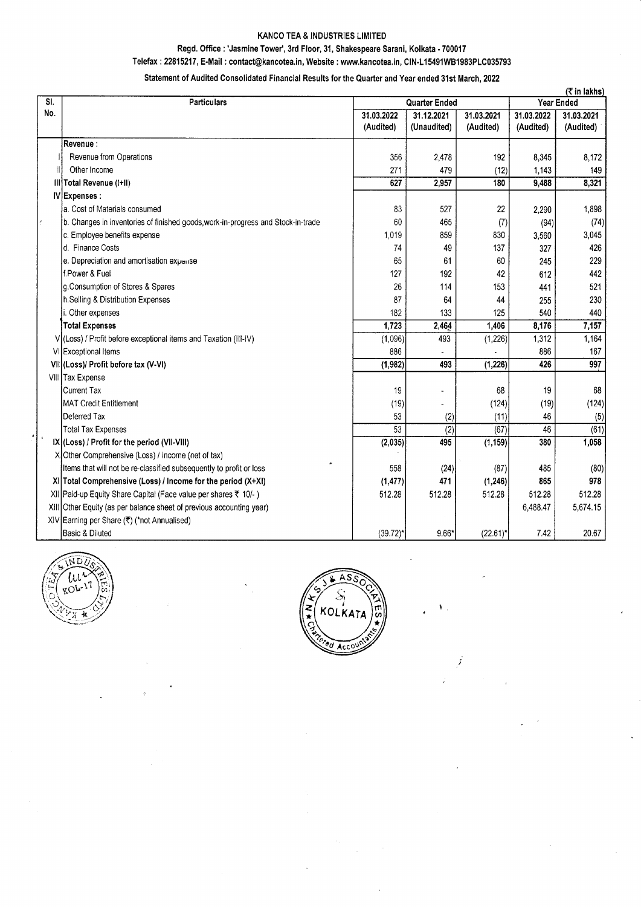# KANCO TEA & INDUSTRIES LIMITED

**Regd. Office : 'Jasmine Tower', 3rd Floor, 31, Shakespeare Sarani, Kolkata - 700017**

**Telefax : 22815217, E-Mail : contact@kancotea.in, Website : www.kancotea.in, CIN-L15491WB1983PLC035793**

**Statement of Audited Consolidated Financial Results for the Quarter and Year ended 31st March, 2022**

(₹ in lakhs)

| Sl. No. | Particulars | Quarter Ended | | | Year Ended | |
|---|---|---|---|---|---|---|
| | | 31.03.2022 (Audited) | 31.12.2021 (Unaudited) | 31.03.2021 (Audited) | 31.03.2022 (Audited) | 31.03.2021 (Audited) |
| | **Revenue :** | | | | | |
| I | Revenue from Operations | 356 | 2,478 | 192 | 8,345 | 8,172 |
| II | Other Income | 271 | 479 | (12) | 1,143 | 149 |
| III | **Total Revenue (I+II)** | **627** | **2,957** | **180** | **9,488** | **8,321** |
| IV | **Expenses :** | | | | | |
| | a. Cost of Materials consumed | 83 | 527 | 22 | 2,290 | 1,898 |
| | b. Changes in inventories of finished goods,work-in-progress and Stock-in-trade | 60 | 465 | (7) | (94) | (74) |
| | c. Employee benefits expense | 1,019 | 859 | 830 | 3,560 | 3,045 |
| | d. Finance Costs | 74 | 49 | 137 | 327 | 426 |
| | e. Depreciation and amortisation expense | 65 | 61 | 60 | 245 | 229 |
| | f.Power & Fuel | 127 | 192 | 42 | 612 | 442 |
| | g.Consumption of Stores & Spares | 26 | 114 | 153 | 441 | 521 |
| | h.Selling & Distribution Expenses | 87 | 64 | 44 | 255 | 230 |
| | i. Other expenses | 182 | 133 | 125 | 540 | 440 |
| | **Total Expenses** | **1,723** | **2,464** | **1,406** | **8,176** | **7,157** |
| V | (Loss) / Profit before exceptional items and Taxation (III-IV) | (1,096) | 493 | (1,226) | 1,312 | 1,164 |
| VI | Exceptional Items | 886 | - | - | 886 | 167 |
| VII | **(Loss)/ Profit before tax (V-VI)** | **(1,982)** | **493** | **(1,226)** | **426** | **997** |
| VIII | Tax Expense | | | | | |
| | Current Tax | 19 | - | 68 | 19 | 68 |
| | MAT Credit Entitlement | (19) | - | (124) | (19) | (124) |
| | Deferred Tax | 53 | (2) | (11) | 46 | (5) |
| | Total Tax Expenses | 53 | (2) | (67) | 46 | (61) |
| IX | **(Loss) / Profit for the period (VII-VIII)** | **(2,035)** | **495** | **(1,159)** | **380** | **1,058** |
| X | Other Comprehensive (Loss) / Income (net of tax) | | | | | |
| | Items that will not be re-classified subsequently to profit or loss | 558 | (24) | (87) | 485 | (80) |
| XI | **Total Comprehensive (Loss) / Income for the period (X+XI)** | **(1,477)** | **471** | **(1,246)** | **865** | **978** |
| XII | Paid-up Equity Share Capital (Face value per shares ₹ 10/- ) | 512.28 | 512.28 | 512.28 | 512.28 | 512.28 |
| XIII | Other Equity (as per balance sheet of previous accounting year) | | | | 6,488.47 | 5,674.15 |
| XIV | Earning per Share (₹) (*not Annualised) | | | | | |
| | Basic & Diluted | (39.72)* | 9.66* | (22.61)* | 7.42 | 20.67 |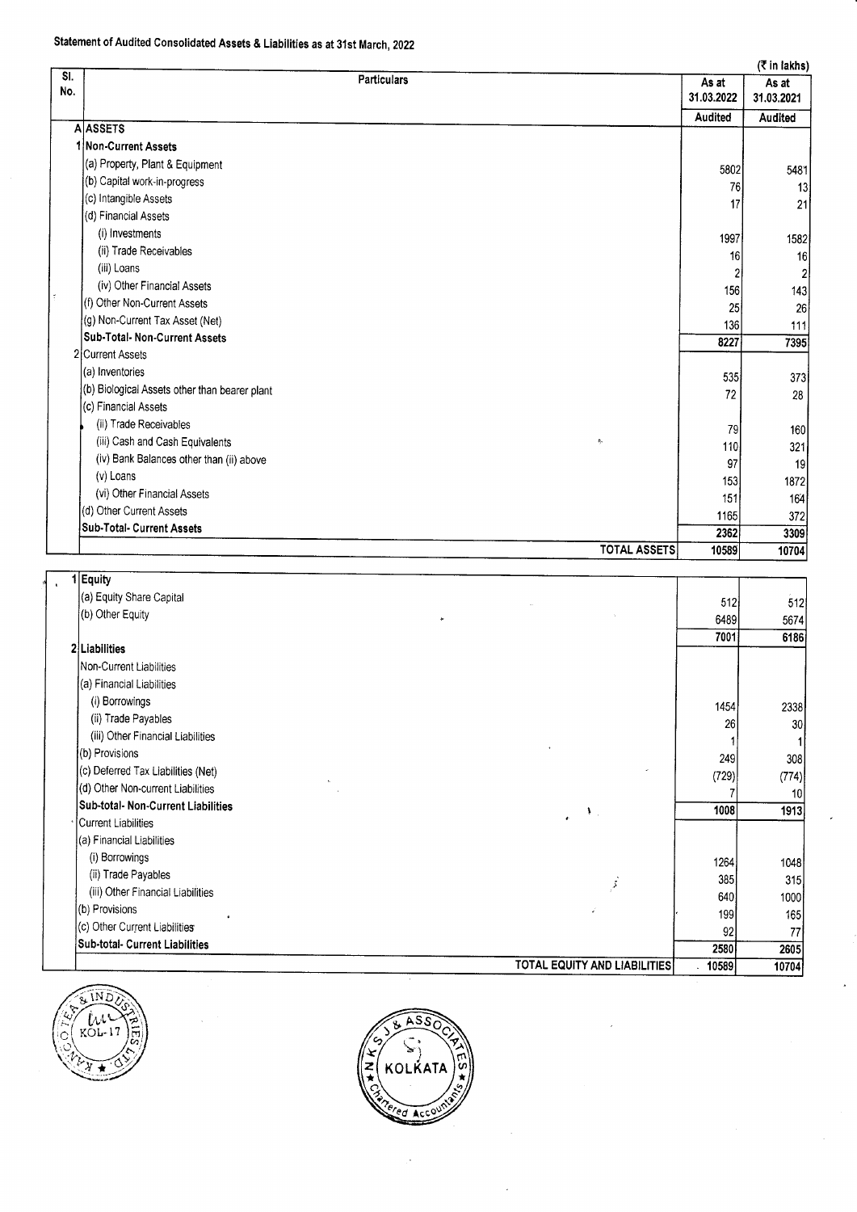## Statement of Audited Consolidated Assets & Liabilities as at 31st March, 2022

(₹ in lakhs)

| Sl. No. | Particulars | As at 31.03.2022 | As at 31.03.2021 |
|---|---|---|---|
| | | Audited | Audited |
| A | **ASSETS** | | |
| 1 | **Non-Current Assets** | | |
| | (a) Property, Plant & Equipment | 5802 | 5481 |
| | (b) Capital work-in-progress | 76 | 13 |
| | (c) Intangible Assets | 17 | 21 |
| | (d) Financial Assets | | |
| | (i) Investments | 1997 | 1582 |
| | (ii) Trade Receivables | 16 | 16 |
| | (iii) Loans | 2 | 2 |
| | (iv) Other Financial Assets | 156 | 143 |
| | (f) Other Non-Current Assets | 25 | 26 |
| | (g) Non-Current Tax Asset (Net) | 136 | 111 |
| | **Sub-Total- Non-Current Assets** | 8227 | 7395 |
| 2 | Current Assets | | |
| | (a) Inventories | 535 | 373 |
| | (b) Biological Assets other than bearer plant | 72 | 28 |
| | (c) Financial Assets | | |
| | (ii) Trade Receivables | 79 | 160 |
| | (iii) Cash and Cash Equivalents | 110 | 321 |
| | (iv) Bank Balances other than (ii) above | 97 | 19 |
| | (v) Loans | 153 | 1872 |
| | (vi) Other Financial Assets | 151 | 164 |
| | (d) Other Current Assets | 1165 | 372 |
| | **Sub-Total- Current Assets** | 2362 | 3309 |
| | **TOTAL ASSETS** | 10589 | 10704 |
| 1 | **Equity** | | |
| | (a) Equity Share Capital | 512 | 512 |
| | (b) Other Equity | 6489 | 5674 |
| | | 7001 | 6186 |
| 2 | **Liabilities** | | |
| | Non-Current Liabilities | | |
| | (a) Financial Liabilities | | |
| | (i) Borrowings | 1454 | 2338 |
| | (ii) Trade Payables | 26 | 30 |
| | (iii) Other Financial Liabilities | 1 | 1 |
| | (b) Provisions | 249 | 308 |
| | (c) Deferred Tax Liabilities (Net) | (729) | (774) |
| | (d) Other Non-current Liabilities | 7 | 10 |
| | **Sub-total- Non-Current Liabilities** | 1008 | 1913 |
| | Current Liabilities | | |
| | (a) Financial Liabilities | | |
| | (i) Borrowings | 1264 | 1048 |
| | (ii) Trade Payables | 385 | 315 |
| | (iii) Other Financial Liabilities | 640 | 1000 |
| | (b) Provisions | 199 | 165 |
| | (c) Other Current Liabilities | 92 | 77 |
| | **Sub-total- Current Liabilities** | 2580 | 2605 |
| | **TOTAL EQUITY AND LIABILITIES** | 10589 | 10704 |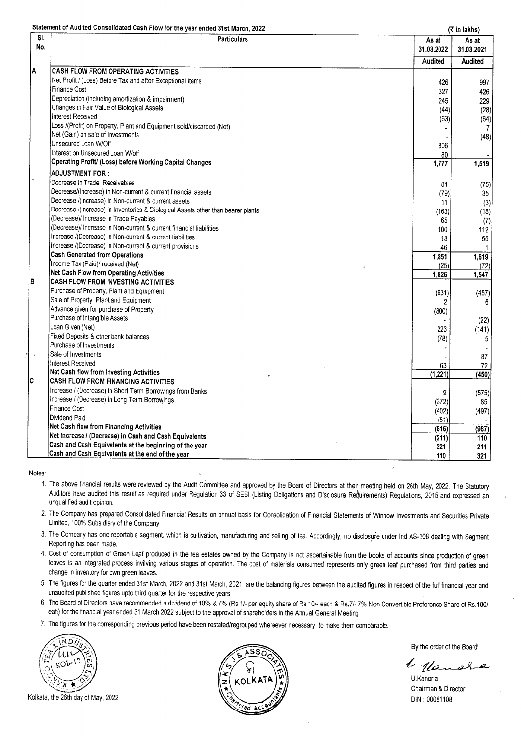## Statement of Audited Consolidated Cash Flow for the year ended 31st March, 2022

(₹ in lakhs)

| Sl. No. | Particulars | As at 31.03.2022 | As at 31.03.2021 |
|---|---|---|---|
| | | Audited | Audited |
| A | **CASH FLOW FROM OPERATING ACTIVITIES** | | |
| | Net Profit / (Loss) Before Tax and after Exceptional items | 426 | 997 |
| | Finance Cost | 327 | 426 |
| | Depreciation (including amortization & impairment) | 245 | 229 |
| | Changes in Fair Value of Biological Assets | (44) | (28) |
| | Interest Received | (63) | (64) |
| | Loss /(Profit) on Property, Plant and Equipment sold/discarded (Net) | - | 7 |
| | Net (Gain) on sale of Investments | - | (48) |
| | Unsecured Loan W/Off | 806 | |
| | Interest on Unsecured Loan W/off | 80 | - |
| | **Operating Profit/ (Loss) before Working Capital Changes** | **1,777** | **1,519** |
| | **ADJUSTMENT FOR :** | | |
| | Decrease in Trade Receivables | 81 | (75) |
| | Decrease/(Increase) in Non-current & current financial assets | (79) | 35 |
| | Decrease /(Increase) in Non-current & current assets | 11 | (3) |
| | Decrease /(Increase) in Inventories & Biological Assets other than bearer plants | (163) | (18) |
| | (Decrease)/ Increase in Trade Payables | 65 | (7) |
| | (Decrease)/ Increase in Non-current & current financial liabilities | 100 | 112 |
| | Increase /(Decrease) in Non-current & current liabilities | 13 | 55 |
| | Increase /(Decrease) in Non-current & current provisions | 46 | 1 |
| | **Cash Generated from Operations** | **1,851** | **1,619** |
| | Income Tax (Paid)/ received (Net) | (25) | (72) |
| | **Net Cash Flow from Operating Activities** | **1,826** | **1,547** |
| B | **CASH FLOW FROM INVESTING ACTIVITIES** | | |
| | Purchase of Property, Plant and Equipment | (631) | (457) |
| | Sale of Property, Plant and Equipment | 2 | 6 |
| | Advance given for purchase of Property | (800) | |
| | Purchase of Intangible Assets | - | (22) |
| | Loan Given (Net) | 223 | (141) |
| | Fixed Deposits & other bank balances | (78) | 5 |
| | Purchase of Investments | - | - |
| | Sale of Investments | - | 87 |
| | Interest Received | 63 | 72 |
| | **Net Cash flow from Investing Activities** | **(1,221)** | **(450)** |
| C | **CASH FLOW FROM FINANCING ACTIVITIES** | | |
| | Increase / (Decrease) in Short Term Borrowings from Banks | 9 | (575) |
| | Increase / (Decrease) in Long Term Borrowings | (372) | 85 |
| | Finance Cost | (402) | (497) |
| | Dividend Paid | (51) | - |
| | **Net Cash flow from Financing Activities** | **(816)** | **(987)** |
| | **Net Increase / (Decrease) in Cash and Cash Equivalents** | **(211)** | **110** |
| | **Cash and Cash Equivalents at the beginning of the year** | **321** | **211** |
| | **Cash and Cash Equivalents at the end of the year** | **110** | **321** |

Notes:

1. The above financial results were reviewed by the Audit Committee and approved by the Board of Directors at their meeting held on 26th May, 2022. The Statutory Auditors have audited this result as required under Regulation 33 of SEBI (Listing Obligations and Disclosure Requirements) Regulations, 2015 and expressed an unqualified audit opinion.
2. The Company has prepared Consolidated Financial Results on annual basis for Consolidation of Financial Statements of Winnow Investments and Securities Private Limited, 100% Subsidiary of the Company.
3. The Company has one reportable segment, which is cultivation, manufacturing and selling of tea. Accordingly, no disclosure under Ind AS-108 dealing with Segment Reporting has been made.
4. Cost of consumption of Green Leaf produced in the tea estates owned by the Company is not ascertainable from the books of accounts since production of green leaves is an integrated process invilving various stages of operation. The cost of materials consumed represents only green leaf purchased from third parties and change in inventory for own green leaves.
5. The figures for the quarter ended 31st March, 2022 and 31st March, 2021, are the balancing figures between the audited figures in respect of the full financial year and unaudited published figures upto third quarter for the respective years.
6. The Board of Directors have recommended a dividend of 10% & 7% (Rs.1/- per equity share of Rs.10/- each & Rs.7/- 7% Non Convertible Preference Share of Rs.100/- eah) for the financial year ended 31 March 2022 subject to the approval of shareholders in the Annual General Meeting
7. The figures for the corresponding previous period have been restated/regrouped whereever necessary, to make them comparable.

Kolkata, the 26th day of May, 2022

By the order of the Board

U.Kanoria
Chairman & Director
DIN : 00081108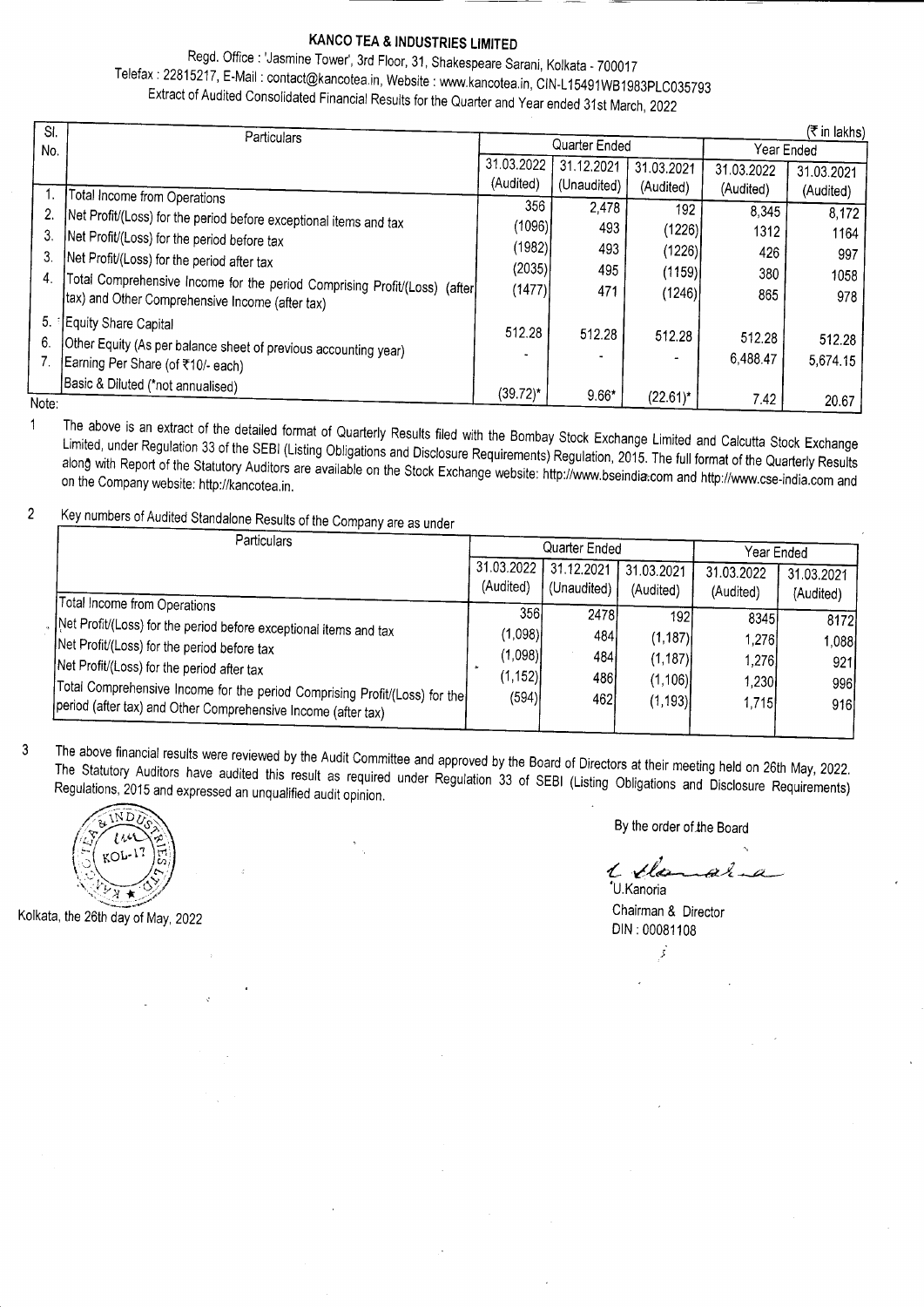# KANCO TEA & INDUSTRIES LIMITED

Regd. Office : 'Jasmine Tower', 3rd Floor, 31, Shakespeare Sarani, Kolkata - 700017

Telefax : 22815217, E-Mail : contact@kancotea.in, Website : www.kancotea.in, CIN-L15491WB1983PLC035793

Extract of Audited Consolidated Financial Results for the Quarter and Year ended 31st March, 2022

(₹ in lakhs)

| Sl. No. | Particulars | Quarter Ended | | | Year Ended | |
|---|---|---|---|---|---|---|
| | | 31.03.2022 (Audited) | 31.12.2021 (Unaudited) | 31.03.2021 (Audited) | 31.03.2022 (Audited) | 31.03.2021 (Audited) |
| 1. | Total Income from Operations | 356 | 2,478 | 192 | 8,345 | 8,172 |
| 2. | Net Profit/(Loss) for the period before exceptional items and tax | (1096) | 493 | (1226) | 1312 | 1164 |
| 3. | Net Profit/(Loss) for the period before tax | (1982) | 493 | (1226) | 426 | 997 |
| 3. | Net Profit/(Loss) for the period after tax | (2035) | 495 | (1159) | 380 | 1058 |
| 4. | Total Comprehensive Income for the period Comprising Profit/(Loss) (after tax) and Other Comprehensive Income (after tax) | (1477) | 471 | (1246) | 865 | 978 |
| 5. | Equity Share Capital | 512.28 | 512.28 | 512.28 | 512.28 | 512.28 |
| 6. | Other Equity (As per balance sheet of previous accounting year) | - | - | - | 6,488.47 | 5,674.15 |
| 7. | Earning Per Share (of ₹10/- each) Basic & Diluted (*not annualised) | (39.72)* | 9.66* | (22.61)* | 7.42 | 20.67 |

Note:

1. The above is an extract of the detailed format of Quarterly Results filed with the Bombay Stock Exchange Limited and Calcutta Stock Exchange Limited, under Regulation 33 of the SEBI (Listing Obligations and Disclosure Requirements) Regulation, 2015. The full format of the Quarterly Results along with Report of the Statutory Auditors are available on the Stock Exchange website: http://www.bseindia.com and http://www.cse-india.com and on the Company website: http://kancotea.in.

2. Key numbers of Audited Standalone Results of the Company are as under

| Particulars | Quarter Ended | | | Year Ended | |
|---|---|---|---|---|---|
| | 31.03.2022 (Audited) | 31.12.2021 (Unaudited) | 31.03.2021 (Audited) | 31.03.2022 (Audited) | 31.03.2021 (Audited) |
| Total Income from Operations | 356 | 2478 | 192 | 8345 | 8172 |
| Net Profit/(Loss) for the period before exceptional items and tax | (1,098) | 484 | (1,187) | 1,276 | 1,088 |
| Net Profit/(Loss) for the period before tax | (1,098) | 484 | (1,187) | 1,276 | 921 |
| Net Profit/(Loss) for the period after tax | (1,152) | 486 | (1,106) | 1,230 | 996 |
| Total Comprehensive Income for the period Comprising Profit/(Loss) for the period (after tax) and Other Comprehensive Income (after tax) | (594) | 462 | (1,193) | 1,715 | 916 |

3. The above financial results were reviewed by the Audit Committee and approved by the Board of Directors at their meeting held on 26th May, 2022. The Statutory Auditors have audited this result as required under Regulation 33 of SEBI (Listing Obligations and Disclosure Requirements) Regulations, 2015 and expressed an unqualified audit opinion.

By the order of the Board

U.Kanoria

Chairman & Director

DIN : 00081108

Kolkata, the 26th day of May, 2022